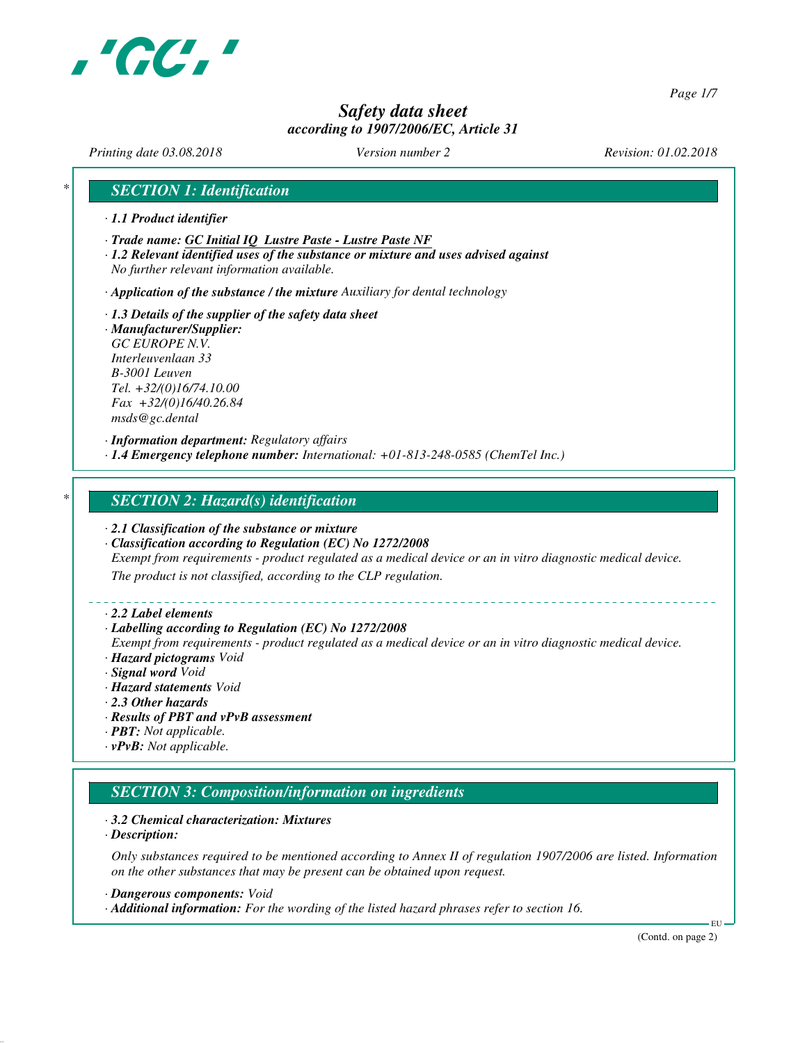# Safety data sheet

*according to 1907/2006/EC, Article 31*

*Printing date 03.08.2018* *Version number 2* *Revision: 01.02.2018*

## SECTION 1: Identification

· **1.1 Product identifier**

· **Trade name: GC Initial IQ Lustre Paste - Lustre Paste NF**

· **1.2 Relevant identified uses of the substance or mixture and uses advised against**
No further relevant information available.

· **Application of the substance / the mixture** Auxiliary for dental technology

· **1.3 Details of the supplier of the safety data sheet**

· **Manufacturer/Supplier:**
GC EUROPE N.V.
Interleuvenlaan 33
B-3001 Leuven
Tel. +32/(0)16/74.10.00
Fax +32/(0)16/40.26.84
msds@gc.dental

· **Information department:** Regulatory affairs

· **1.4 Emergency telephone number:** International: +01-813-248-0585 (ChemTel Inc.)

## SECTION 2: Hazard(s) identification

· **2.1 Classification of the substance or mixture**

· **Classification according to Regulation (EC) No 1272/2008**
Exempt from requirements - product regulated as a medical device or an in vitro diagnostic medical device.
The product is not classified, according to the CLP regulation.

· **2.2 Label elements**

· **Labelling according to Regulation (EC) No 1272/2008**
Exempt from requirements - product regulated as a medical device or an in vitro diagnostic medical device.

· **Hazard pictograms** Void

· **Signal word** Void

· **Hazard statements** Void

· **2.3 Other hazards**

· **Results of PBT and vPvB assessment**

· **PBT:** Not applicable.

· **vPvB:** Not applicable.

## SECTION 3: Composition/information on ingredients

· **3.2 Chemical characterization: Mixtures**

· **Description:**

Only substances required to be mentioned according to Annex II of regulation 1907/2006 are listed. Information on the other substances that may be present can be obtained upon request.

· **Dangerous components:** Void

· **Additional information:** For the wording of the listed hazard phrases refer to section 16.

(Contd. on page 2)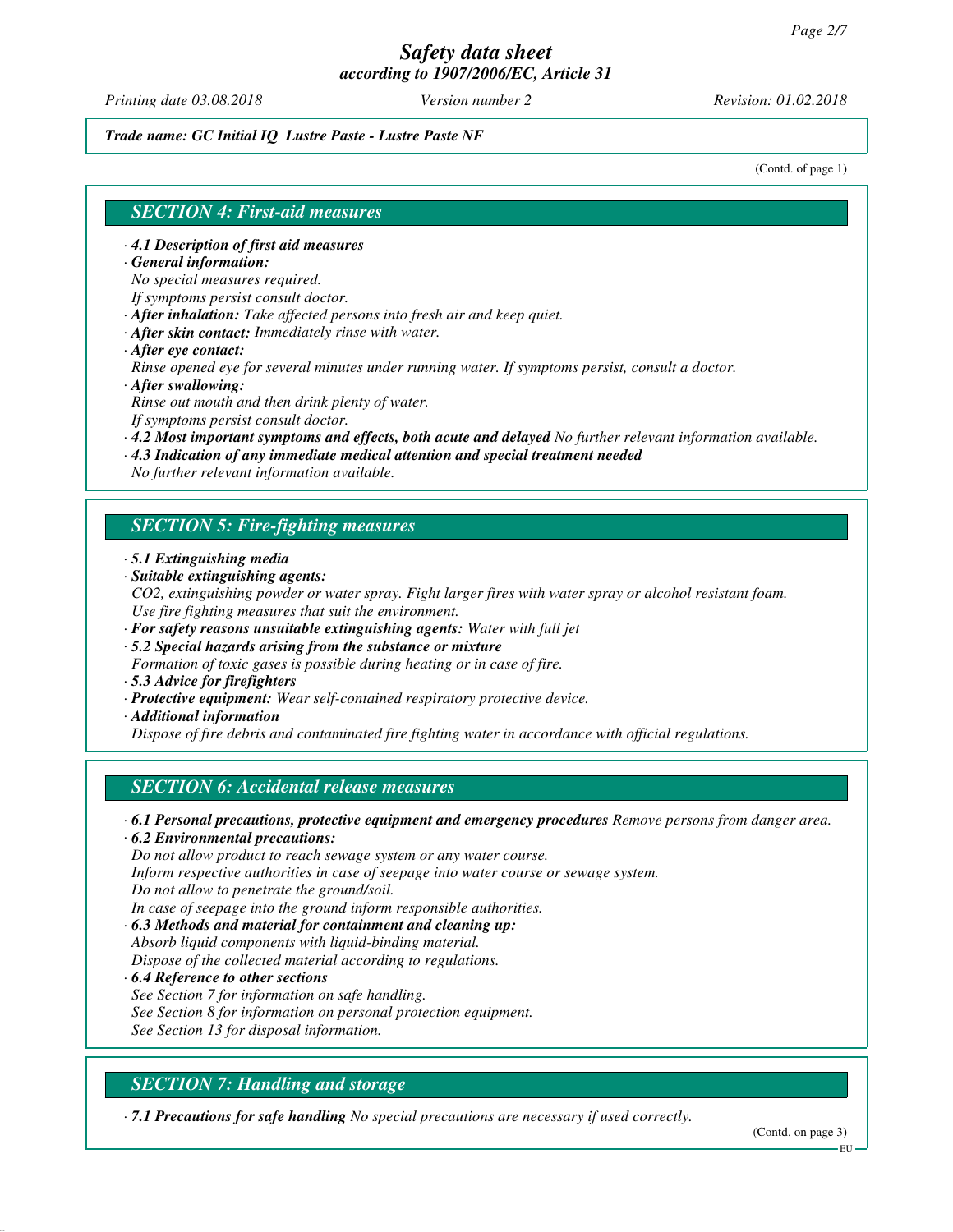*Trade name: GC Initial IQ Lustre Paste - Lustre Paste NF*

(Contd. of page 1)

## SECTION 4: First-aid measures

- **4.1 Description of first aid measures**
- **General information:**
  No special measures required.
  If symptoms persist consult doctor.
- **After inhalation:** Take affected persons into fresh air and keep quiet.
- **After skin contact:** Immediately rinse with water.
- **After eye contact:**
  Rinse opened eye for several minutes under running water. If symptoms persist, consult a doctor.
- **After swallowing:**
  Rinse out mouth and then drink plenty of water.
  If symptoms persist consult doctor.
- **4.2 Most important symptoms and effects, both acute and delayed** No further relevant information available.
- **4.3 Indication of any immediate medical attention and special treatment needed**
  No further relevant information available.

## SECTION 5: Fire-fighting measures

- **5.1 Extinguishing media**
- **Suitable extinguishing agents:**
  $CO_2$, extinguishing powder or water spray. Fight larger fires with water spray or alcohol resistant foam.
  Use fire fighting measures that suit the environment.
- **For safety reasons unsuitable extinguishing agents:** Water with full jet
- **5.2 Special hazards arising from the substance or mixture**
  Formation of toxic gases is possible during heating or in case of fire.
- **5.3 Advice for firefighters**
- **Protective equipment:** Wear self-contained respiratory protective device.
- **Additional information**
  Dispose of fire debris and contaminated fire fighting water in accordance with official regulations.

## SECTION 6: Accidental release measures

- **6.1 Personal precautions, protective equipment and emergency procedures** Remove persons from danger area.
- **6.2 Environmental precautions:**
  Do not allow product to reach sewage system or any water course.
  Inform respective authorities in case of seepage into water course or sewage system.
  Do not allow to penetrate the ground/soil.
  In case of seepage into the ground inform responsible authorities.
- **6.3 Methods and material for containment and cleaning up:**
  Absorb liquid components with liquid-binding material.
  Dispose of the collected material according to regulations.
- **6.4 Reference to other sections**
  See Section 7 for information on safe handling.
  See Section 8 for information on personal protection equipment.
  See Section 13 for disposal information.

## SECTION 7: Handling and storage

- **7.1 Precautions for safe handling** No special precautions are necessary if used correctly.

(Contd. on page 3)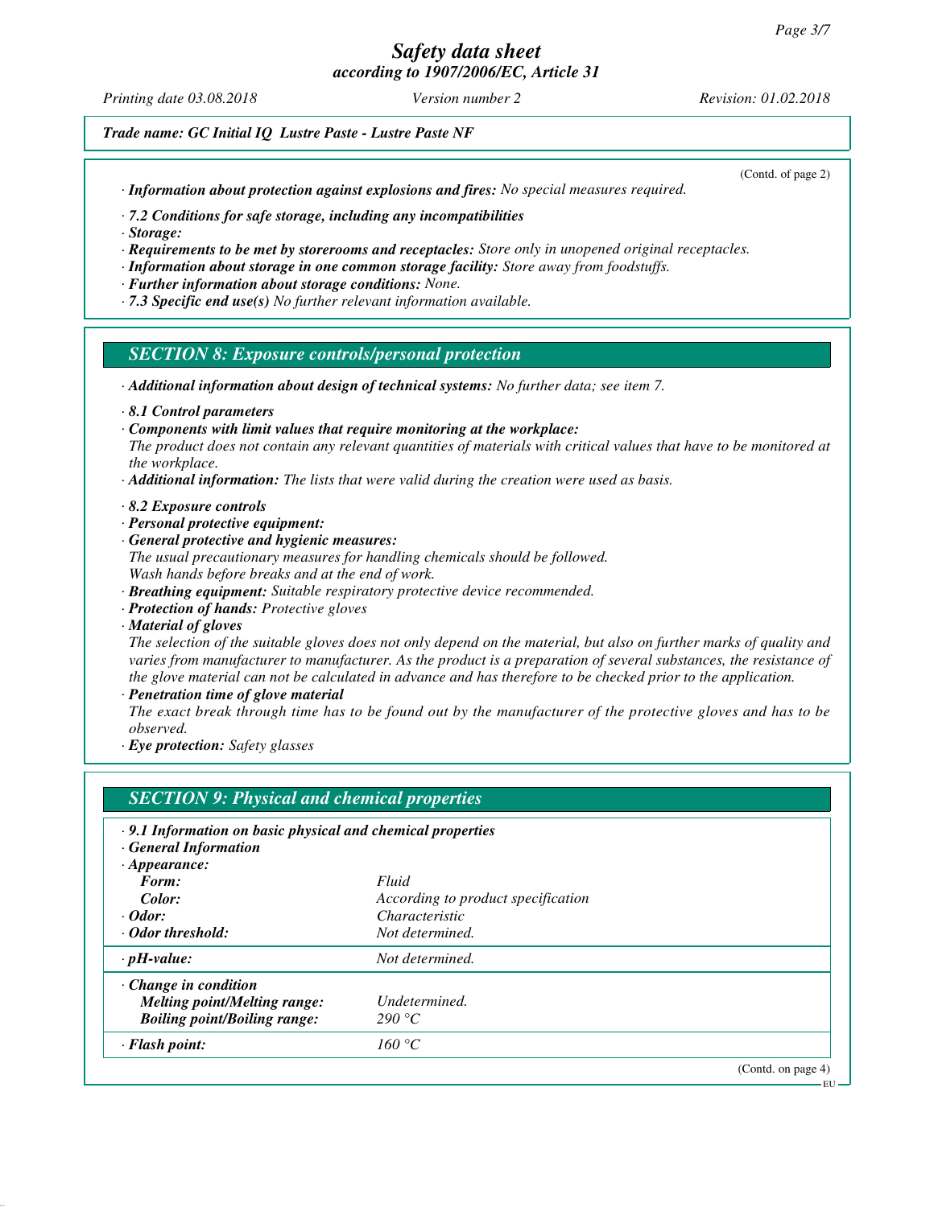*Trade name: GC Initial IQ Lustre Paste - Lustre Paste NF*

(Contd. of page 2)

· ***Information about protection against explosions and fires:*** *No special measures required.*

· ***7.2 Conditions for safe storage, including any incompatibilities***

· ***Storage:***

· ***Requirements to be met by storerooms and receptacles:*** *Store only in unopened original receptacles.*

· ***Information about storage in one common storage facility:*** *Store away from foodstuffs.*

· ***Further information about storage conditions:*** *None.*

· ***7.3 Specific end use(s)*** *No further relevant information available.*

## SECTION 8: Exposure controls/personal protection

· ***Additional information about design of technical systems:*** *No further data; see item 7.*

· ***8.1 Control parameters***

· ***Components with limit values that require monitoring at the workplace:***
*The product does not contain any relevant quantities of materials with critical values that have to be monitored at the workplace.*

· ***Additional information:*** *The lists that were valid during the creation were used as basis.*

· ***8.2 Exposure controls***

· ***Personal protective equipment:***

· ***General protective and hygienic measures:***
*The usual precautionary measures for handling chemicals should be followed.*
*Wash hands before breaks and at the end of work.*

· ***Breathing equipment:*** *Suitable respiratory protective device recommended.*

· ***Protection of hands:*** *Protective gloves*

· ***Material of gloves***
*The selection of the suitable gloves does not only depend on the material, but also on further marks of quality and varies from manufacturer to manufacturer. As the product is a preparation of several substances, the resistance of the glove material can not be calculated in advance and has therefore to be checked prior to the application.*

· ***Penetration time of glove material***
*The exact break through time has to be found out by the manufacturer of the protective gloves and has to be observed.*

· ***Eye protection:*** *Safety glasses*

## SECTION 9: Physical and chemical properties

| · ***9.1 Information on basic physical and chemical properties*** | |
|---|---|
| · ***General Information*** | |
| · ***Appearance:*** | |
| ***Form:*** | *Fluid* |
| ***Color:*** | *According to product specification* |
| · ***Odor:*** | *Characteristic* |
| · ***Odor threshold:*** | *Not determined.* |
| · ***pH-value:*** | *Not determined.* |
| · ***Change in condition*** | |
| ***Melting point/Melting range:*** | *Undetermined.* |
| ***Boiling point/Boiling range:*** | *290 °C* |
| · ***Flash point:*** | *160 °C* |

(Contd. on page 4)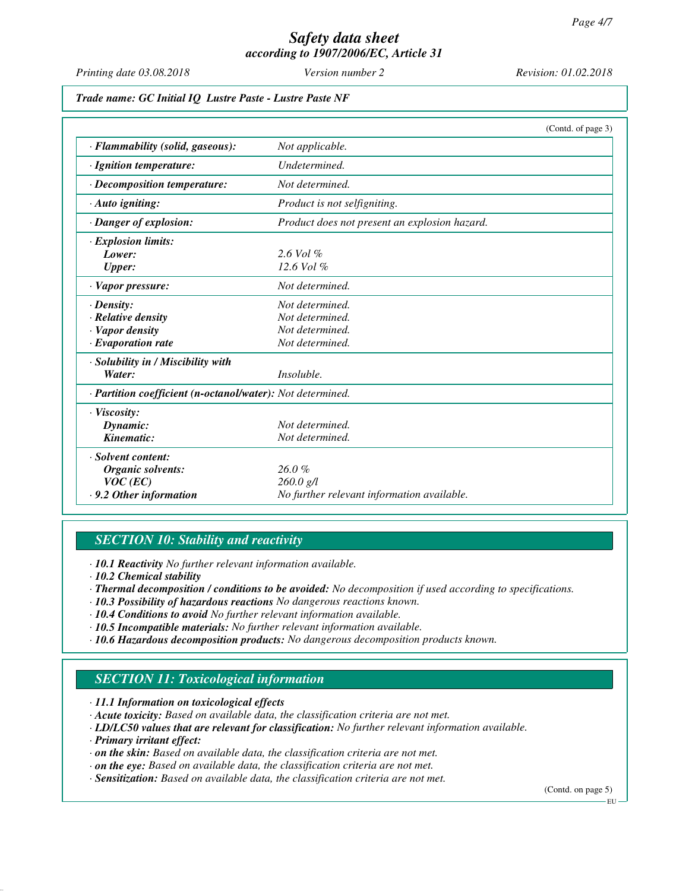*Trade name: GC Initial IQ  Lustre Paste - Lustre Paste NF*

(Contd. of page 3)

| | |
|---|---|
| · **Flammability (solid, gaseous):** | Not applicable. |
| · **Ignition temperature:** | Undetermined. |
| · **Decomposition temperature:** | Not determined. |
| · **Auto igniting:** | Product is not selfigniting. |
| · **Danger of explosion:** | Product does not present an explosion hazard. |
| · **Explosion limits:** | |
| **Lower:** | 2.6 Vol % |
| **Upper:** | 12.6 Vol % |
| · **Vapor pressure:** | Not determined. |
| · **Density:** | Not determined. |
| · **Relative density** | Not determined. |
| · **Vapor density** | Not determined. |
| · **Evaporation rate** | Not determined. |
| · **Solubility in / Miscibility with** | |
| **Water:** | Insoluble. |
| · **Partition coefficient (n-octanol/water):** | Not determined. |
| · **Viscosity:** | |
| **Dynamic:** | Not determined. |
| **Kinematic:** | Not determined. |
| · **Solvent content:** | |
| **Organic solvents:** | 26.0 % |
| **VOC (EC)** | 260.0 g/l |
| · **9.2 Other information** | No further relevant information available. |

## SECTION 10: Stability and reactivity

· **10.1 Reactivity** No further relevant information available.
· **10.2 Chemical stability**
· **Thermal decomposition / conditions to be avoided:** No decomposition if used according to specifications.
· **10.3 Possibility of hazardous reactions** No dangerous reactions known.
· **10.4 Conditions to avoid** No further relevant information available.
· **10.5 Incompatible materials:** No further relevant information available.
· **10.6 Hazardous decomposition products:** No dangerous decomposition products known.

## SECTION 11: Toxicological information

· **11.1 Information on toxicological effects**
· **Acute toxicity:** Based on available data, the classification criteria are not met.
· **LD/LC50 values that are relevant for classification:** No further relevant information available.
· **Primary irritant effect:**
· **on the skin:** Based on available data, the classification criteria are not met.
· **on the eye:** Based on available data, the classification criteria are not met.
· **Sensitization:** Based on available data, the classification criteria are not met.

(Contd. on page 5)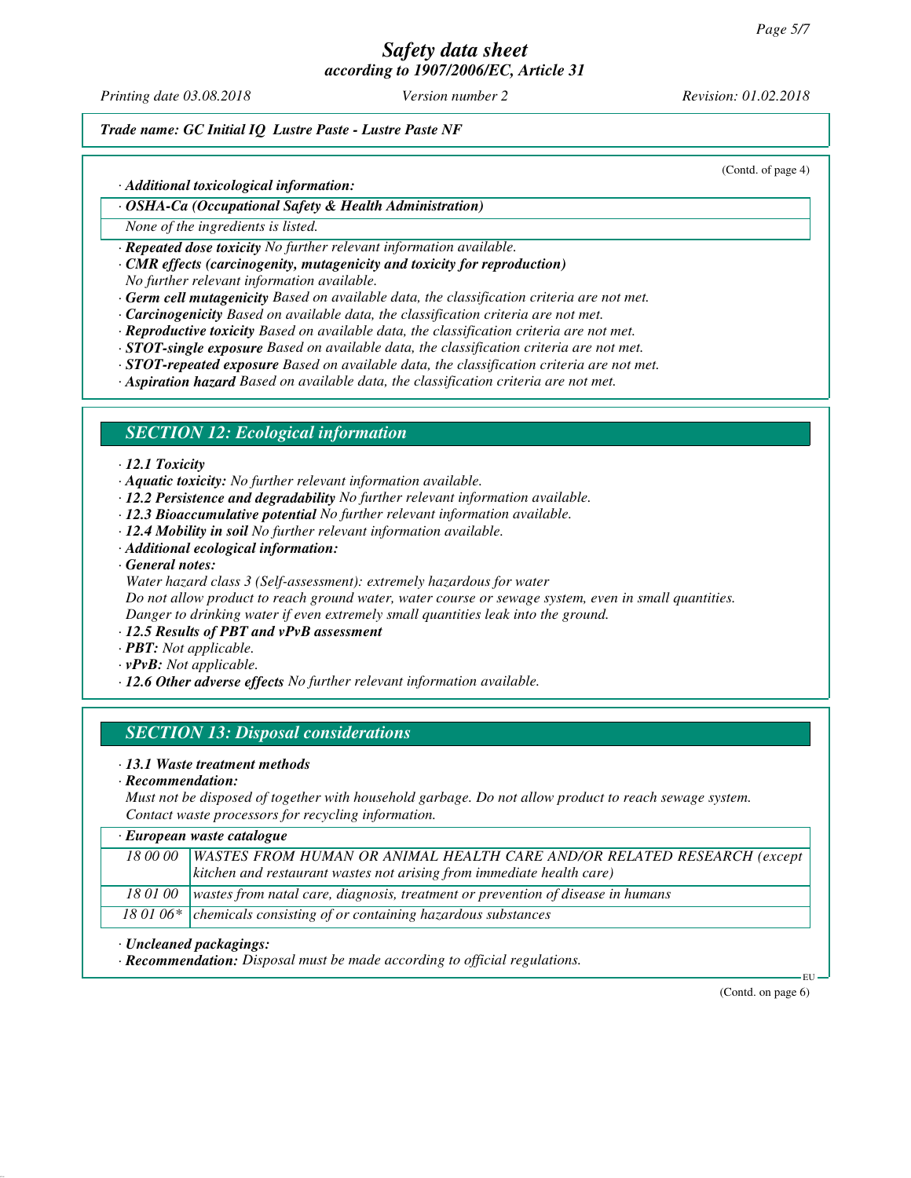(Contd. of page 4)

· ***Additional toxicological information:***

· ***OSHA-Ca (Occupational Safety & Health Administration)***

*None of the ingredients is listed.*

· ***Repeated dose toxicity*** *No further relevant information available.*
· ***CMR effects (carcinogenity, mutagenicity and toxicity for reproduction)***
*No further relevant information available.*
· ***Germ cell mutagenicity*** *Based on available data, the classification criteria are not met.*
· ***Carcinogenicity*** *Based on available data, the classification criteria are not met.*
· ***Reproductive toxicity*** *Based on available data, the classification criteria are not met.*
· ***STOT-single exposure*** *Based on available data, the classification criteria are not met.*
· ***STOT-repeated exposure*** *Based on available data, the classification criteria are not met.*
· ***Aspiration hazard*** *Based on available data, the classification criteria are not met.*

## SECTION 12: Ecological information

· ***12.1 Toxicity***
· ***Aquatic toxicity:*** *No further relevant information available.*
· ***12.2 Persistence and degradability*** *No further relevant information available.*
· ***12.3 Bioaccumulative potential*** *No further relevant information available.*
· ***12.4 Mobility in soil*** *No further relevant information available.*
· ***Additional ecological information:***
· ***General notes:***
*Water hazard class 3 (Self-assessment): extremely hazardous for water*
*Do not allow product to reach ground water, water course or sewage system, even in small quantities.*
*Danger to drinking water if even extremely small quantities leak into the ground.*
· ***12.5 Results of PBT and vPvB assessment***
· ***PBT:*** *Not applicable.*
· ***vPvB:*** *Not applicable.*
· ***12.6 Other adverse effects*** *No further relevant information available.*

## SECTION 13: Disposal considerations

· ***13.1 Waste treatment methods***
· ***Recommendation:***
*Must not be disposed of together with household garbage. Do not allow product to reach sewage system.*
*Contact waste processors for recycling information.*

| · ***European waste catalogue*** | |
|---|---|
| *18 00 00* | *WASTES FROM HUMAN OR ANIMAL HEALTH CARE AND/OR RELATED RESEARCH (except kitchen and restaurant wastes not arising from immediate health care)* |
| *18 01 00* | *wastes from natal care, diagnosis, treatment or prevention of disease in humans* |
| *18 01 06** | *chemicals consisting of or containing hazardous substances* |

· ***Uncleaned packagings:***
· ***Recommendation:*** *Disposal must be made according to official regulations.*

(Contd. on page 6)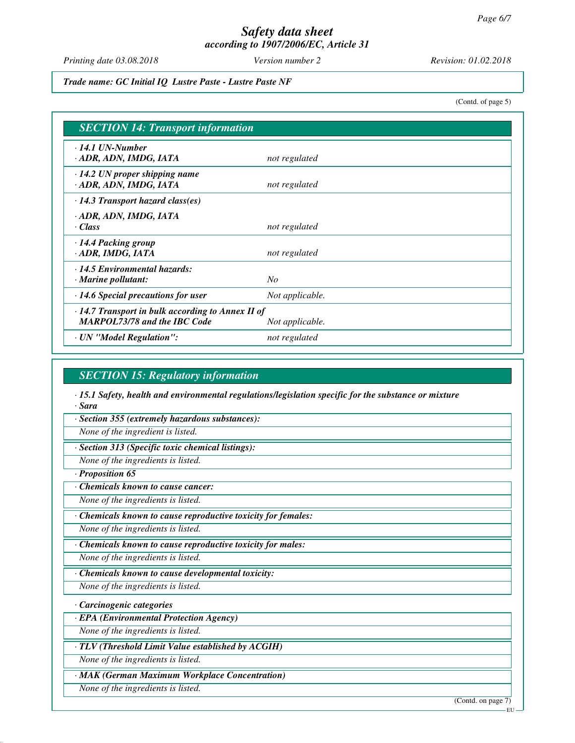*Trade name: GC Initial IQ Lustre Paste - Lustre Paste NF*

(Contd. of page 5)

## SECTION 14: Transport information

| | |
|---|---|
| · **14.1 UN-Number**<br>· **ADR, ADN, IMDG, IATA** | *not regulated* |
| · **14.2 UN proper shipping name**<br>· **ADR, ADN, IMDG, IATA** | *not regulated* |
| · **14.3 Transport hazard class(es)**<br>· **ADR, ADN, IMDG, IATA**<br>· **Class** | *not regulated* |
| · **14.4 Packing group**<br>· **ADR, IMDG, IATA** | *not regulated* |
| · **14.5 Environmental hazards:**<br>· **Marine pollutant:** | *No* |
| · **14.6 Special precautions for user** | *Not applicable.* |
| · **14.7 Transport in bulk according to Annex II of MARPOL73/78 and the IBC Code** | *Not applicable.* |
| · **UN "Model Regulation":** | *not regulated* |

## SECTION 15: Regulatory information

· **15.1 Safety, health and environmental regulations/legislation specific for the substance or mixture**

· **Sara**

· **Section 355 (extremely hazardous substances):**

*None of the ingredient is listed.*

· **Section 313 (Specific toxic chemical listings):**

*None of the ingredients is listed.*

· **Proposition 65**

· **Chemicals known to cause cancer:**

*None of the ingredients is listed.*

· **Chemicals known to cause reproductive toxicity for females:**

*None of the ingredients is listed.*

· **Chemicals known to cause reproductive toxicity for males:**

*None of the ingredients is listed.*

· **Chemicals known to cause developmental toxicity:**

*None of the ingredients is listed.*

· **Carcinogenic categories**

· **EPA (Environmental Protection Agency)**

*None of the ingredients is listed.*

· **TLV (Threshold Limit Value established by ACGIH)**

*None of the ingredients is listed.*

· **MAK (German Maximum Workplace Concentration)**

*None of the ingredients is listed.*

(Contd. on page 7)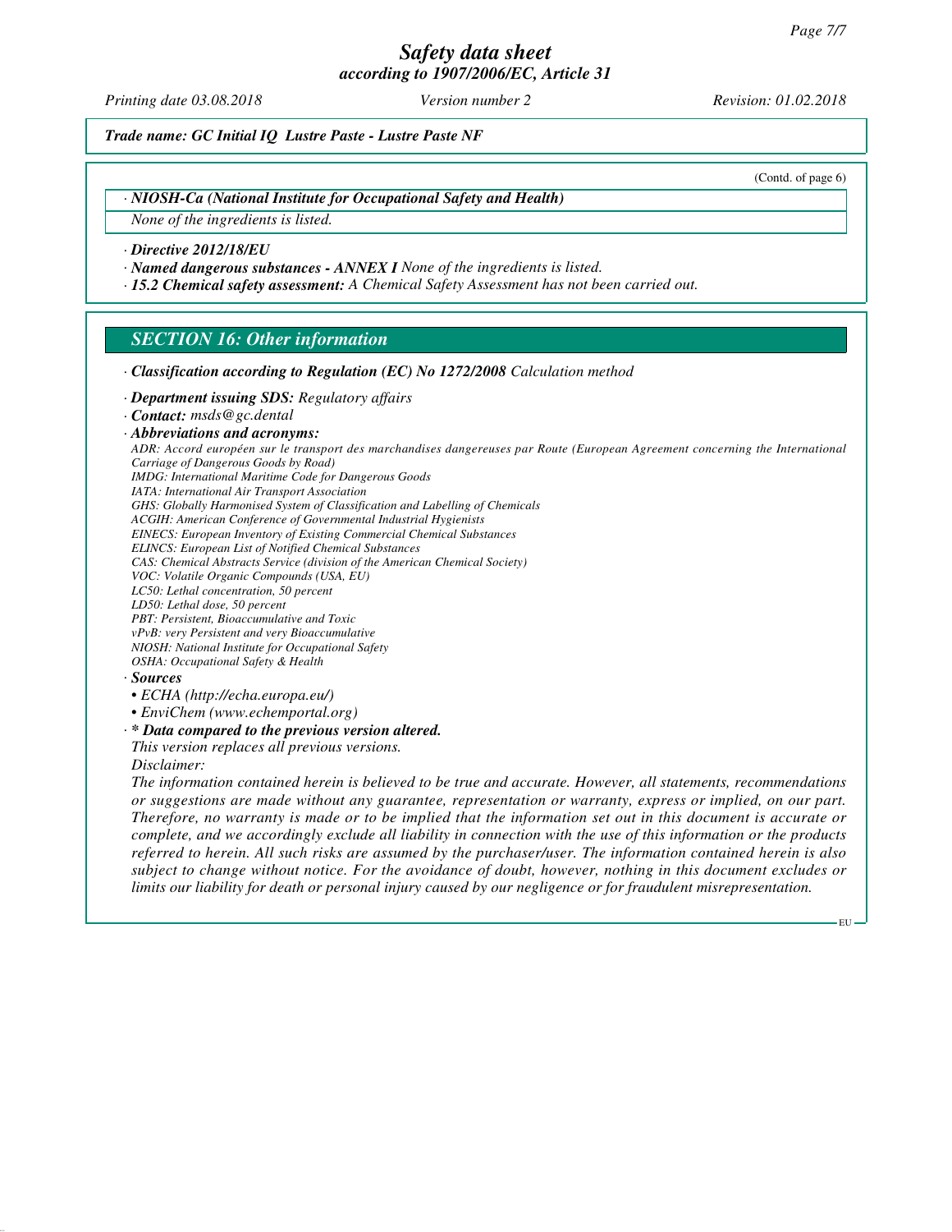(Contd. of page 6)

· **NIOSH-Ca (National Institute for Occupational Safety and Health)**

None of the ingredients is listed.

· **Directive 2012/18/EU**

· **Named dangerous substances - ANNEX I** None of the ingredients is listed.

· **15.2 Chemical safety assessment:** A Chemical Safety Assessment has not been carried out.

## SECTION 16: Other information

· **Classification according to Regulation (EC) No 1272/2008** Calculation method

· **Department issuing SDS:** Regulatory affairs

· **Contact:** msds@gc.dental

· **Abbreviations and acronyms:**

ADR: Accord européen sur le transport des marchandises dangereuses par Route (European Agreement concerning the International Carriage of Dangerous Goods by Road)
IMDG: International Maritime Code for Dangerous Goods
IATA: International Air Transport Association
GHS: Globally Harmonised System of Classification and Labelling of Chemicals
ACGIH: American Conference of Governmental Industrial Hygienists
EINECS: European Inventory of Existing Commercial Chemical Substances
ELINCS: European List of Notified Chemical Substances
CAS: Chemical Abstracts Service (division of the American Chemical Society)
VOC: Volatile Organic Compounds (USA, EU)
LC50: Lethal concentration, 50 percent
LD50: Lethal dose, 50 percent
PBT: Persistent, Bioaccumulative and Toxic
vPvB: very Persistent and very Bioaccumulative
NIOSH: National Institute for Occupational Safety
OSHA: Occupational Safety & Health

· **Sources**

- ECHA (http://echa.europa.eu/)
- EnviChem (www.echemportal.org)

· *** Data compared to the previous version altered.**

This version replaces all previous versions.

Disclaimer:

The information contained herein is believed to be true and accurate. However, all statements, recommendations or suggestions are made without any guarantee, representation or warranty, express or implied, on our part. Therefore, no warranty is made or to be implied that the information set out in this document is accurate or complete, and we accordingly exclude all liability in connection with the use of this information or the products referred to herein. All such risks are assumed by the purchaser/user. The information contained herein is also subject to change without notice. For the avoidance of doubt, however, nothing in this document excludes or limits our liability for death or personal injury caused by our negligence or for fraudulent misrepresentation.

EU